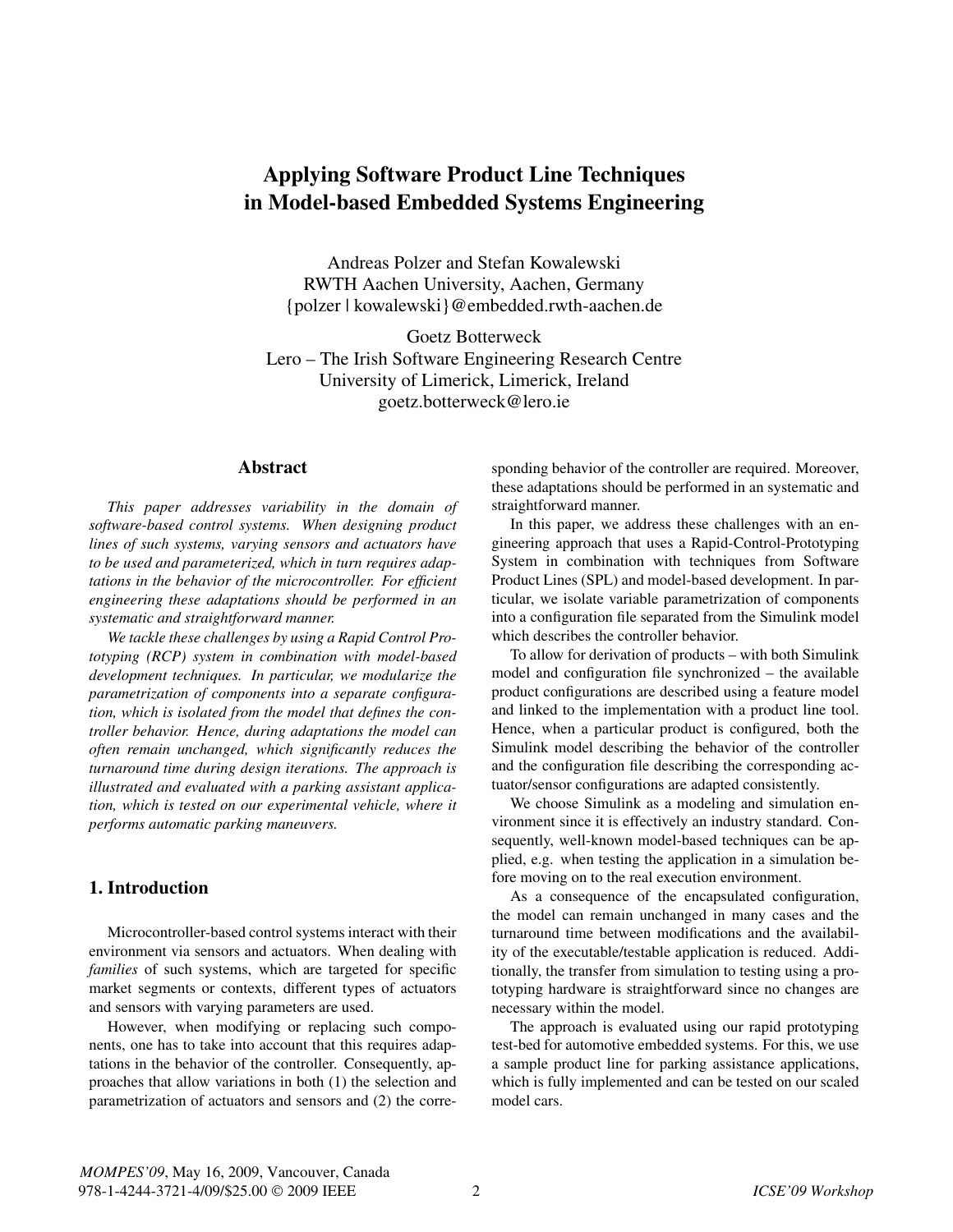# Applying Software Product Line Techniques in Model-based Embedded Systems Engineering

Andreas Polzer and Stefan Kowalewski
RWTH Aachen University, Aachen, Germany
{polzer | kowalewski}@embedded.rwth-aachen.de

Goetz Botterweck
Lero – The Irish Software Engineering Research Centre
University of Limerick, Limerick, Ireland
goetz.botterweck@lero.ie

## Abstract

*This paper addresses variability in the domain of software-based control systems. When designing product lines of such systems, varying sensors and actuators have to be used and parameterized, which in turn requires adaptations in the behavior of the microcontroller. For efficient engineering these adaptations should be performed in an systematic and straightforward manner.*

*We tackle these challenges by using a Rapid Control Prototyping (RCP) system in combination with model-based development techniques. In particular, we modularize the parametrization of components into a separate configuration, which is isolated from the model that defines the controller behavior. Hence, during adaptations the model can often remain unchanged, which significantly reduces the turnaround time during design iterations. The approach is illustrated and evaluated with a parking assistant application, which is tested on our experimental vehicle, where it performs automatic parking maneuvers.*

## 1. Introduction

Microcontroller-based control systems interact with their environment via sensors and actuators. When dealing with *families* of such systems, which are targeted for specific market segments or contexts, different types of actuators and sensors with varying parameters are used.

However, when modifying or replacing such components, one has to take into account that this requires adaptations in the behavior of the controller. Consequently, approaches that allow variations in both (1) the selection and parametrization of actuators and sensors and (2) the corresponding behavior of the controller are required. Moreover, these adaptations should be performed in an systematic and straightforward manner.

In this paper, we address these challenges with an engineering approach that uses a Rapid-Control-Prototyping System in combination with techniques from Software Product Lines (SPL) and model-based development. In particular, we isolate variable parametrization of components into a configuration file separated from the Simulink model which describes the controller behavior.

To allow for derivation of products – with both Simulink model and configuration file synchronized – the available product configurations are described using a feature model and linked to the implementation with a product line tool. Hence, when a particular product is configured, both the Simulink model describing the behavior of the controller and the configuration file describing the corresponding actuator/sensor configurations are adapted consistently.

We choose Simulink as a modeling and simulation environment since it is effectively an industry standard. Consequently, well-known model-based techniques can be applied, e.g. when testing the application in a simulation before moving on to the real execution environment.

As a consequence of the encapsulated configuration, the model can remain unchanged in many cases and the turnaround time between modifications and the availability of the executable/testable application is reduced. Additionally, the transfer from simulation to testing using a prototyping hardware is straightforward since no changes are necessary within the model.

The approach is evaluated using our rapid prototyping test-bed for automotive embedded systems. For this, we use a sample product line for parking assistance applications, which is fully implemented and can be tested on our scaled model cars.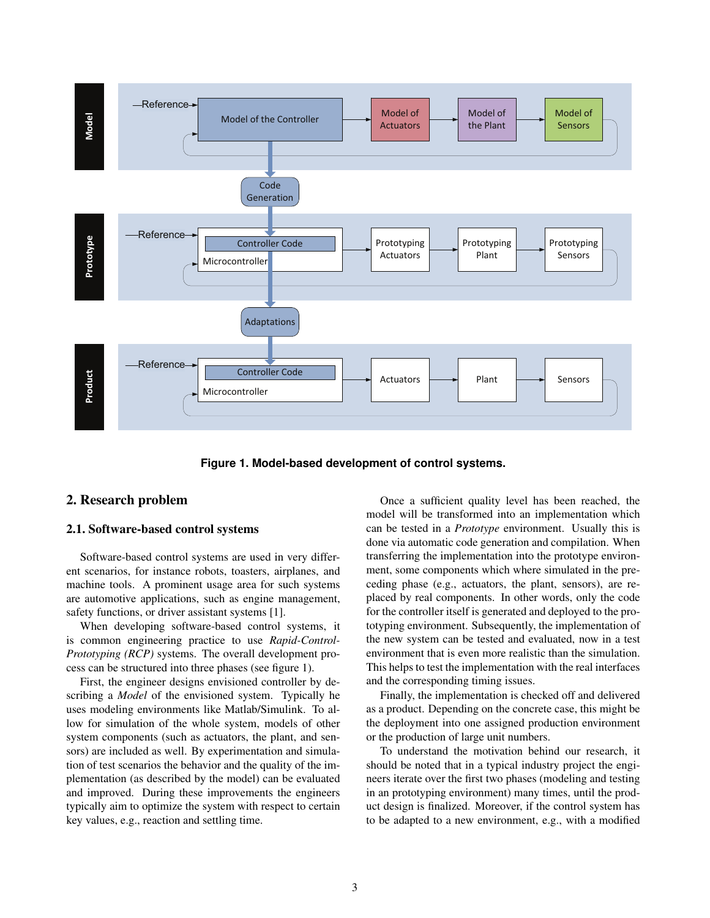Figure 1. Model-based development of control systems.

## 2. Research problem

### 2.1. Software-based control systems

Software-based control systems are used in very different scenarios, for instance robots, toasters, airplanes, and machine tools. A prominent usage area for such systems are automotive applications, such as engine management, safety functions, or driver assistant systems [1].

When developing software-based control systems, it is common engineering practice to use *Rapid-Control-Prototyping (RCP)* systems. The overall development process can be structured into three phases (see figure 1).

First, the engineer designs envisioned controller by describing a *Model* of the envisioned system. Typically he uses modeling environments like Matlab/Simulink. To allow for simulation of the whole system, models of other system components (such as actuators, the plant, and sensors) are included as well. By experimentation and simulation of test scenarios the behavior and the quality of the implementation (as described by the model) can be evaluated and improved. During these improvements the engineers typically aim to optimize the system with respect to certain key values, e.g., reaction and settling time.

Once a sufficient quality level has been reached, the model will be transformed into an implementation which can be tested in a *Prototype* environment. Usually this is done via automatic code generation and compilation. When transferring the implementation into the prototype environment, some components which where simulated in the preceding phase (e.g., actuators, the plant, sensors), are replaced by real components. In other words, only the code for the controller itself is generated and deployed to the prototyping environment. Subsequently, the implementation of the new system can be tested and evaluated, now in a test environment that is even more realistic than the simulation. This helps to test the implementation with the real interfaces and the corresponding timing issues.

Finally, the implementation is checked off and delivered as a product. Depending on the concrete case, this might be the deployment into one assigned production environment or the production of large unit numbers.

To understand the motivation behind our research, it should be noted that in a typical industry project the engineers iterate over the first two phases (modeling and testing in an prototyping environment) many times, until the product design is finalized. Moreover, if the control system has to be adapted to a new environment, e.g., with a modified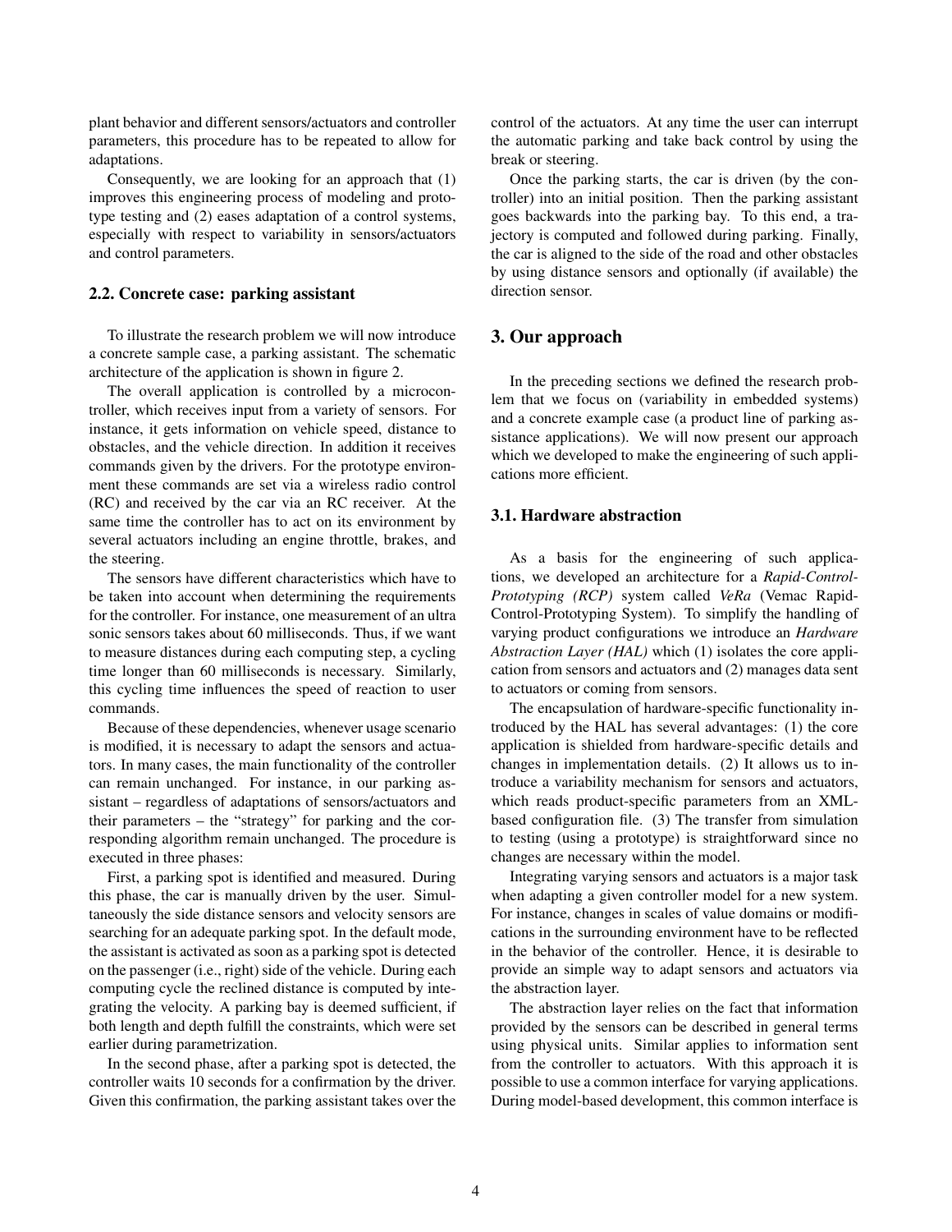plant behavior and different sensors/actuators and controller parameters, this procedure has to be repeated to allow for adaptations.

Consequently, we are looking for an approach that (1) improves this engineering process of modeling and prototype testing and (2) eases adaptation of a control systems, especially with respect to variability in sensors/actuators and control parameters.

### 2.2. Concrete case: parking assistant

To illustrate the research problem we will now introduce a concrete sample case, a parking assistant. The schematic architecture of the application is shown in figure 2.

The overall application is controlled by a microcontroller, which receives input from a variety of sensors. For instance, it gets information on vehicle speed, distance to obstacles, and the vehicle direction. In addition it receives commands given by the drivers. For the prototype environment these commands are set via a wireless radio control (RC) and received by the car via an RC receiver. At the same time the controller has to act on its environment by several actuators including an engine throttle, brakes, and the steering.

The sensors have different characteristics which have to be taken into account when determining the requirements for the controller. For instance, one measurement of an ultra sonic sensors takes about 60 milliseconds. Thus, if we want to measure distances during each computing step, a cycling time longer than 60 milliseconds is necessary. Similarly, this cycling time influences the speed of reaction to user commands.

Because of these dependencies, whenever usage scenario is modified, it is necessary to adapt the sensors and actuators. In many cases, the main functionality of the controller can remain unchanged. For instance, in our parking assistant – regardless of adaptations of sensors/actuators and their parameters – the "strategy" for parking and the corresponding algorithm remain unchanged. The procedure is executed in three phases:

First, a parking spot is identified and measured. During this phase, the car is manually driven by the user. Simultaneously the side distance sensors and velocity sensors are searching for an adequate parking spot. In the default mode, the assistant is activated as soon as a parking spot is detected on the passenger (i.e., right) side of the vehicle. During each computing cycle the reclined distance is computed by integrating the velocity. A parking bay is deemed sufficient, if both length and depth fulfill the constraints, which were set earlier during parametrization.

In the second phase, after a parking spot is detected, the controller waits 10 seconds for a confirmation by the driver. Given this confirmation, the parking assistant takes over the control of the actuators. At any time the user can interrupt the automatic parking and take back control by using the break or steering.

Once the parking starts, the car is driven (by the controller) into an initial position. Then the parking assistant goes backwards into the parking bay. To this end, a trajectory is computed and followed during parking. Finally, the car is aligned to the side of the road and other obstacles by using distance sensors and optionally (if available) the direction sensor.

## 3. Our approach

In the preceding sections we defined the research problem that we focus on (variability in embedded systems) and a concrete example case (a product line of parking assistance applications). We will now present our approach which we developed to make the engineering of such applications more efficient.

### 3.1. Hardware abstraction

As a basis for the engineering of such applications, we developed an architecture for a *Rapid-Control-Prototyping (RCP)* system called *VeRa* (Vemac Rapid-Control-Prototyping System). To simplify the handling of varying product configurations we introduce an *Hardware Abstraction Layer (HAL)* which (1) isolates the core application from sensors and actuators and (2) manages data sent to actuators or coming from sensors.

The encapsulation of hardware-specific functionality introduced by the HAL has several advantages: (1) the core application is shielded from hardware-specific details and changes in implementation details. (2) It allows us to introduce a variability mechanism for sensors and actuators, which reads product-specific parameters from an XML-based configuration file. (3) The transfer from simulation to testing (using a prototype) is straightforward since no changes are necessary within the model.

Integrating varying sensors and actuators is a major task when adapting a given controller model for a new system. For instance, changes in scales of value domains or modifications in the surrounding environment have to be reflected in the behavior of the controller. Hence, it is desirable to provide an simple way to adapt sensors and actuators via the abstraction layer.

The abstraction layer relies on the fact that information provided by the sensors can be described in general terms using physical units. Similar applies to information sent from the controller to actuators. With this approach it is possible to use a common interface for varying applications. During model-based development, this common interface is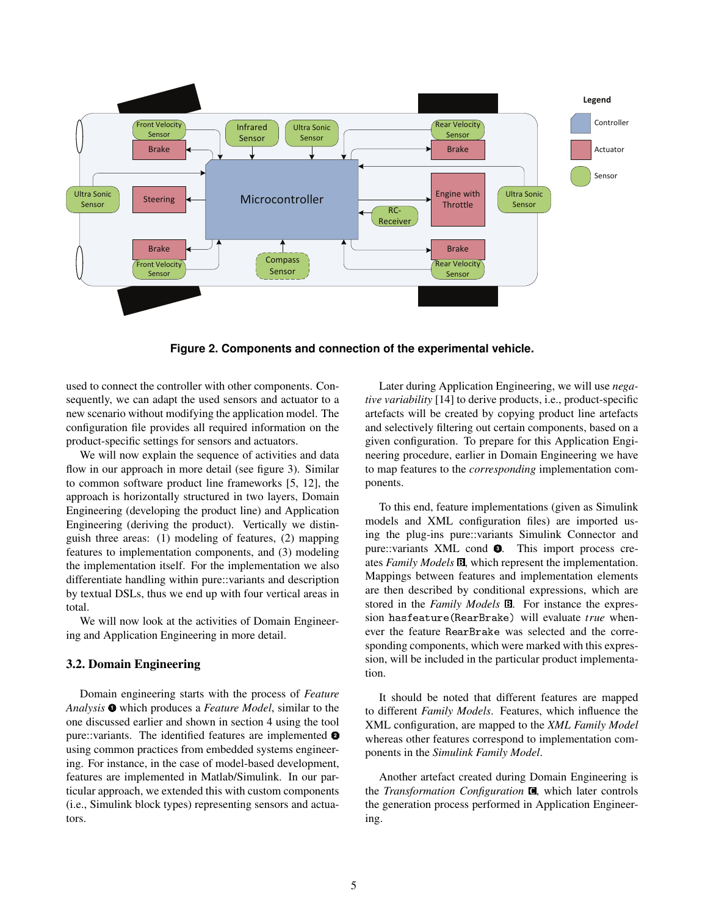Figure 2. Components and connection of the experimental vehicle.

used to connect the controller with other components. Consequently, we can adapt the used sensors and actuator to a new scenario without modifying the application model. The configuration file provides all required information on the product-specific settings for sensors and actuators.

We will now explain the sequence of activities and data flow in our approach in more detail (see figure 3). Similar to common software product line frameworks [5, 12], the approach is horizontally structured in two layers, Domain Engineering (developing the product line) and Application Engineering (deriving the product). Vertically we distinguish three areas: (1) modeling of features, (2) mapping features to implementation components, and (3) modeling the implementation itself. For the implementation we also differentiate handling within pure::variants and description by textual DSLs, thus we end up with four vertical areas in total.

We will now look at the activities of Domain Engineering and Application Engineering in more detail.

### 3.2. Domain Engineering

Domain engineering starts with the process of *Feature Analysis* ❶ which produces a *Feature Model*, similar to the one discussed earlier and shown in section 4 using the tool pure::variants. The identified features are implemented ❷ using common practices from embedded systems engineering. For instance, in the case of model-based development, features are implemented in Matlab/Simulink. In our particular approach, we extended this with custom components (i.e., Simulink block types) representing sensors and actuators.

Later during Application Engineering, we will use *negative variability* [14] to derive products, i.e., product-specific artefacts will be created by copying product line artefacts and selectively filtering out certain components, based on a given configuration. To prepare for this Application Engineering procedure, earlier in Domain Engineering we have to map features to the *corresponding* implementation components.

To this end, feature implementations (given as Simulink models and XML configuration files) are imported using the plug-ins pure::variants Simulink Connector and pure::variants XML cond ❸. This import process creates *Family Models* 🅱, which represent the implementation. Mappings between features and implementation elements are then described by conditional expressions, which are stored in the *Family Models* 🅱. For instance the expression `hasfeature(RearBrake)` will evaluate *true* whenever the feature `RearBrake` was selected and the corresponding components, which were marked with this expression, will be included in the particular product implementation.

It should be noted that different features are mapped to different *Family Models*. Features, which influence the XML configuration, are mapped to the *XML Family Model* whereas other features correspond to implementation components in the *Simulink Family Model*.

Another artefact created during Domain Engineering is the *Transformation Configuration* 🅲, which later controls the generation process performed in Application Engineering.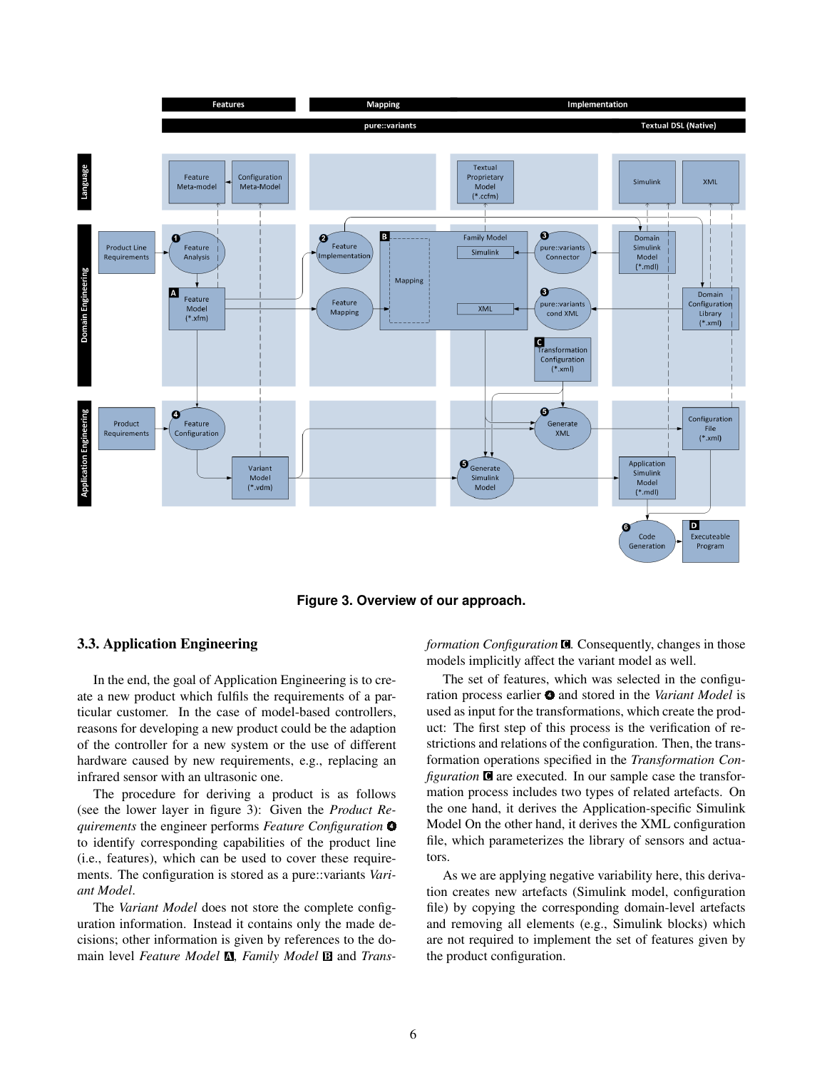**Figure 3. Overview of our approach.**

### 3.3. Application Engineering

In the end, the goal of Application Engineering is to create a new product which fulfils the requirements of a particular customer. In the case of model-based controllers, reasons for developing a new product could be the adaption of the controller for a new system or the use of different hardware caused by new requirements, e.g., replacing an infrared sensor with an ultrasonic one.

The procedure for deriving a product is as follows (see the lower layer in figure 3): Given the *Product Requirements* the engineer performs *Feature Configuration* ❹ to identify corresponding capabilities of the product line (i.e., features), which can be used to cover these requirements. The configuration is stored as a pure::variants *Variant Model*.

The *Variant Model* does not store the complete configuration information. Instead it contains only the made decisions; other information is given by references to the domain level *Feature Model* A, *Family Model* B and *Transformation Configuration* C. Consequently, changes in those models implicitly affect the variant model as well.

The set of features, which was selected in the configuration process earlier ❹ and stored in the *Variant Model* is used as input for the transformations, which create the product: The first step of this process is the verification of restrictions and relations of the configuration. Then, the transformation operations specified in the *Transformation Configuration* C are executed. In our sample case the transformation process includes two types of related artefacts. On the one hand, it derives the Application-specific Simulink Model On the other hand, it derives the XML configuration file, which parameterizes the library of sensors and actuators.

As we are applying negative variability here, this derivation creates new artefacts (Simulink model, configuration file) by copying the corresponding domain-level artefacts and removing all elements (e.g., Simulink blocks) which are not required to implement the set of features given by the product configuration.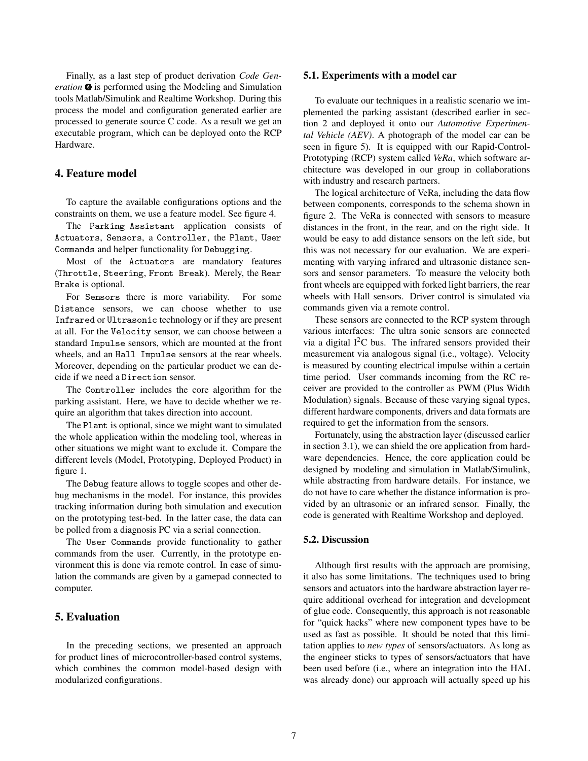Finally, as a last step of product derivation *Code Generation* ❺ is performed using the Modeling and Simulation tools Matlab/Simulink and Realtime Workshop. During this process the model and configuration generated earlier are processed to generate source C code. As a result we get an executable program, which can be deployed onto the RCP Hardware.

## 4. Feature model

To capture the available configurations options and the constraints on them, we use a feature model. See figure 4.

The `Parking Assistant` application consists of `Actuators`, `Sensors`, a `Controller`, the `Plant`, `User Commands` and helper functionality for `Debugging`.

Most of the `Actuators` are mandatory features (`Throttle`, `Steering`, `Front Break`). Merely, the `Rear Brake` is optional.

For `Sensors` there is more variability. For some `Distance` sensors, we can choose whether to use `Infrared` or `Ultrasonic` technology or if they are present at all. For the `Velocity` sensor, we can choose between a standard `Impulse` sensors, which are mounted at the front wheels, and an `Hall Impulse` sensors at the rear wheels. Moreover, depending on the particular product we can decide if we need a `Direction` sensor.

The `Controller` includes the core algorithm for the parking assistant. Here, we have to decide whether we require an algorithm that takes direction into account.

The `Plant` is optional, since we might want to simulated the whole application within the modeling tool, whereas in other situations we might want to exclude it. Compare the different levels (Model, Prototyping, Deployed Product) in figure 1.

The `Debug` feature allows to toggle scopes and other debug mechanisms in the model. For instance, this provides tracking information during both simulation and execution on the prototyping test-bed. In the latter case, the data can be polled from a diagnosis PC via a serial connection.

The `User Commands` provide functionality to gather commands from the user. Currently, in the prototype environment this is done via remote control. In case of simulation the commands are given by a gamepad connected to computer.

## 5. Evaluation

In the preceding sections, we presented an approach for product lines of microcontroller-based control systems, which combines the common model-based design with modularized configurations.

### 5.1. Experiments with a model car

To evaluate our techniques in a realistic scenario we implemented the parking assistant (described earlier in section 2 and deployed it onto our *Automotive Experimental Vehicle (AEV)*. A photograph of the model car can be seen in figure 5). It is equipped with our Rapid-Control-Prototyping (RCP) system called *VeRa*, which software architecture was developed in our group in collaborations with industry and research partners.

The logical architecture of VeRa, including the data flow between components, corresponds to the schema shown in figure 2. The VeRa is connected with sensors to measure distances in the front, in the rear, and on the right side. It would be easy to add distance sensors on the left side, but this was not necessary for our evaluation. We are experimenting with varying infrared and ultrasonic distance sensors and sensor parameters. To measure the velocity both front wheels are equipped with forked light barriers, the rear wheels with Hall sensors. Driver control is simulated via commands given via a remote control.

These sensors are connected to the RCP system through various interfaces: The ultra sonic sensors are connected via a digital $I^2C$ bus. The infrared sensors provided their measurement via analogous signal (i.e., voltage). Velocity is measured by counting electrical impulse within a certain time period. User commands incoming from the RC receiver are provided to the controller as PWM (Plus Width Modulation) signals. Because of these varying signal types, different hardware components, drivers and data formats are required to get the information from the sensors.

Fortunately, using the abstraction layer (discussed earlier in section 3.1), we can shield the ore application from hardware dependencies. Hence, the core application could be designed by modeling and simulation in Matlab/Simulink, while abstracting from hardware details. For instance, we do not have to care whether the distance information is provided by an ultrasonic or an infrared sensor. Finally, the code is generated with Realtime Workshop and deployed.

### 5.2. Discussion

Although first results with the approach are promising, it also has some limitations. The techniques used to bring sensors and actuators into the hardware abstraction layer require additional overhead for integration and development of glue code. Consequently, this approach is not reasonable for "quick hacks" where new component types have to be used as fast as possible. It should be noted that this limitation applies to *new types* of sensors/actuators. As long as the engineer sticks to types of sensors/actuators that have been used before (i.e., where an integration into the HAL was already done) our approach will actually speed up his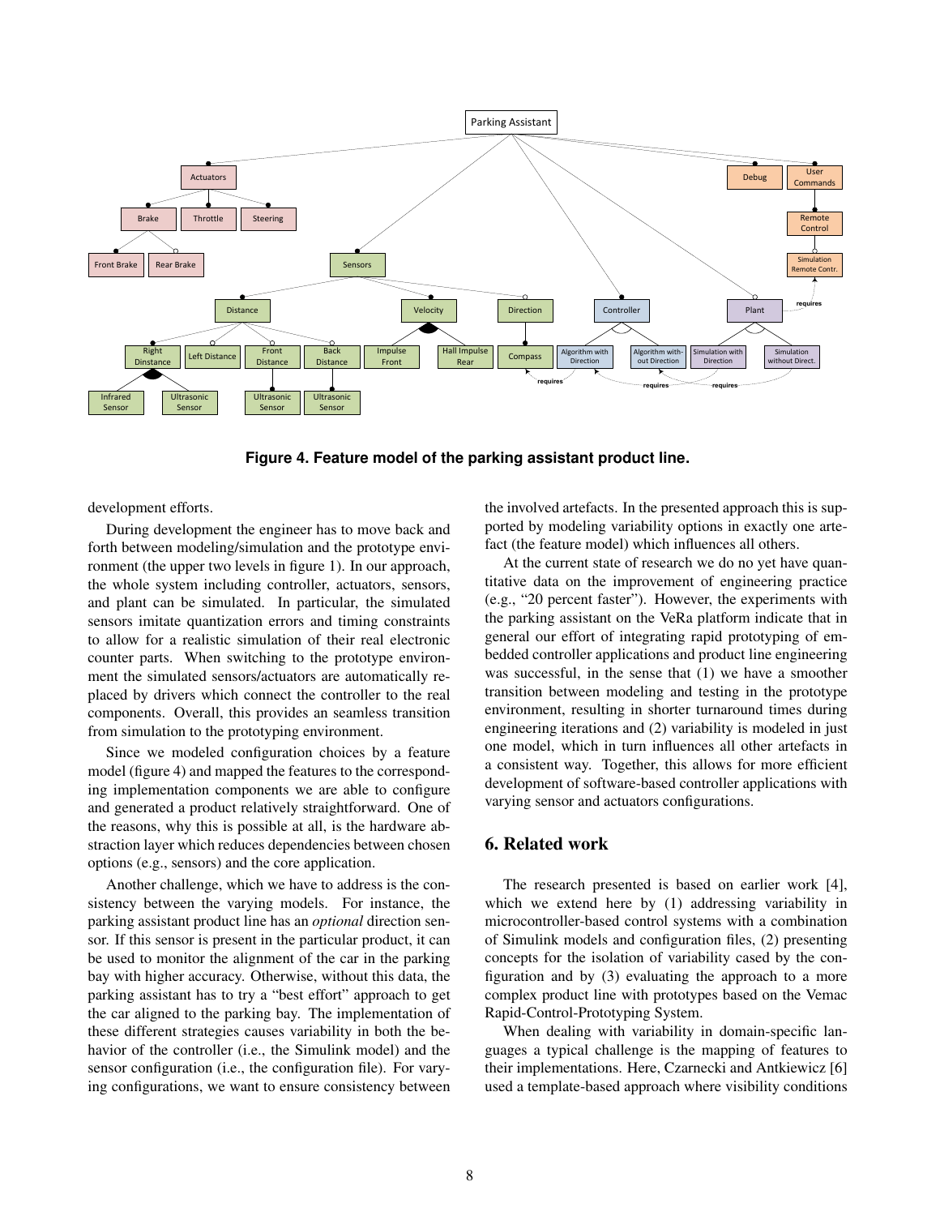Parking Assistant

Actuators
Brake
Throttle
Steering
Front Brake
Rear Brake

Sensors
Distance
Velocity
Direction
Right Dinstance
Left Distance
Front Distance
Back Distance
Infrared Sensor
Ultrasonic Sensor
Ultrasonic Sensor
Ultrasonic Sensor
Impulse Front
Hall Impulse Rear
Compass

Controller
Algorithm with Direction
Algorithm with-out Direction

Plant
Simulation with Direction
Simulation without Direct.

Debug
User Commands
Remote Control
Simulation Remote Contr.

requires
requires
requires
requires

**Figure 4. Feature model of the parking assistant product line.**

development efforts.

During development the engineer has to move back and forth between modeling/simulation and the prototype environment (the upper two levels in figure 1). In our approach, the whole system including controller, actuators, sensors, and plant can be simulated. In particular, the simulated sensors imitate quantization errors and timing constraints to allow for a realistic simulation of their real electronic counter parts. When switching to the prototype environment the simulated sensors/actuators are automatically replaced by drivers which connect the controller to the real components. Overall, this provides an seamless transition from simulation to the prototyping environment.

Since we modeled configuration choices by a feature model (figure 4) and mapped the features to the corresponding implementation components we are able to configure and generated a product relatively straightforward. One of the reasons, why this is possible at all, is the hardware abstraction layer which reduces dependencies between chosen options (e.g., sensors) and the core application.

Another challenge, which we have to address is the consistency between the varying models. For instance, the parking assistant product line has an *optional* direction sensor. If this sensor is present in the particular product, it can be used to monitor the alignment of the car in the parking bay with higher accuracy. Otherwise, without this data, the parking assistant has to try a "best effort" approach to get the car aligned to the parking bay. The implementation of these different strategies causes variability in both the behavior of the controller (i.e., the Simulink model) and the sensor configuration (i.e., the configuration file). For varying configurations, we want to ensure consistency between the involved artefacts. In the presented approach this is supported by modeling variability options in exactly one artefact (the feature model) which influences all others.

At the current state of research we do no yet have quantitative data on the improvement of engineering practice (e.g., "20 percent faster"). However, the experiments with the parking assistant on the VeRa platform indicate that in general our effort of integrating rapid prototyping of embedded controller applications and product line engineering was successful, in the sense that (1) we have a smoother transition between modeling and testing in the prototype environment, resulting in shorter turnaround times during engineering iterations and (2) variability is modeled in just one model, which in turn influences all other artefacts in a consistent way. Together, this allows for more efficient development of software-based controller applications with varying sensor and actuators configurations.

## 6. Related work

The research presented is based on earlier work [4], which we extend here by (1) addressing variability in microcontroller-based control systems with a combination of Simulink models and configuration files, (2) presenting concepts for the isolation of variability cased by the configuration and by (3) evaluating the approach to a more complex product line with prototypes based on the Vemac Rapid-Control-Prototyping System.

When dealing with variability in domain-specific languages a typical challenge is the mapping of features to their implementations. Here, Czarnecki and Antkiewicz [6] used a template-based approach where visibility conditions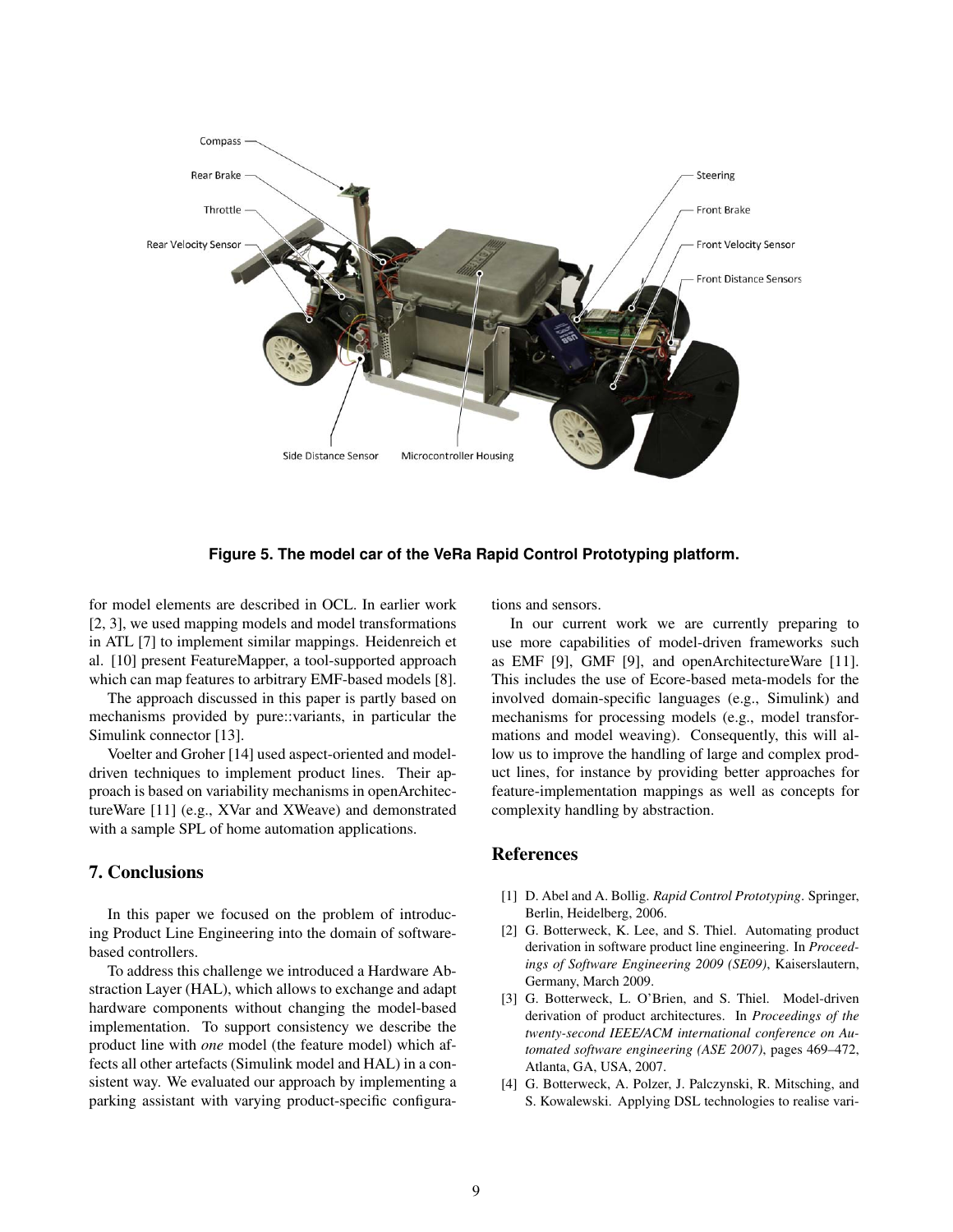Figure 5. The model car of the VeRa Rapid Control Prototyping platform.

for model elements are described in OCL. In earlier work [2, 3], we used mapping models and model transformations in ATL [7] to implement similar mappings. Heidenreich et al. [10] present FeatureMapper, a tool-supported approach which can map features to arbitrary EMF-based models [8].

The approach discussed in this paper is partly based on mechanisms provided by pure::variants, in particular the Simulink connector [13].

Voelter and Groher [14] used aspect-oriented and model-driven techniques to implement product lines. Their approach is based on variability mechanisms in openArchitectureWare [11] (e.g., XVar and XWeave) and demonstrated with a sample SPL of home automation applications.

## 7. Conclusions

In this paper we focused on the problem of introducing Product Line Engineering into the domain of software-based controllers.

To address this challenge we introduced a Hardware Abstraction Layer (HAL), which allows to exchange and adapt hardware components without changing the model-based implementation. To support consistency we describe the product line with *one* model (the feature model) which affects all other artefacts (Simulink model and HAL) in a consistent way. We evaluated our approach by implementing a parking assistant with varying product-specific configurations and sensors.

In our current work we are currently preparing to use more capabilities of model-driven frameworks such as EMF [9], GMF [9], and openArchitectureWare [11]. This includes the use of Ecore-based meta-models for the involved domain-specific languages (e.g., Simulink) and mechanisms for processing models (e.g., model transformations and model weaving). Consequently, this will allow us to improve the handling of large and complex product lines, for instance by providing better approaches for feature-implementation mappings as well as concepts for complexity handling by abstraction.

## References

[1] D. Abel and A. Bollig. *Rapid Control Prototyping*. Springer, Berlin, Heidelberg, 2006.

[2] G. Botterweck, K. Lee, and S. Thiel. Automating product derivation in software product line engineering. In *Proceedings of Software Engineering 2009 (SE09)*, Kaiserslautern, Germany, March 2009.

[3] G. Botterweck, L. O'Brien, and S. Thiel. Model-driven derivation of product architectures. In *Proceedings of the twenty-second IEEE/ACM international conference on Automated software engineering (ASE 2007)*, pages 469–472, Atlanta, GA, USA, 2007.

[4] G. Botterweck, A. Polzer, J. Palczynski, R. Mitsching, and S. Kowalewski. Applying DSL technologies to realise vari-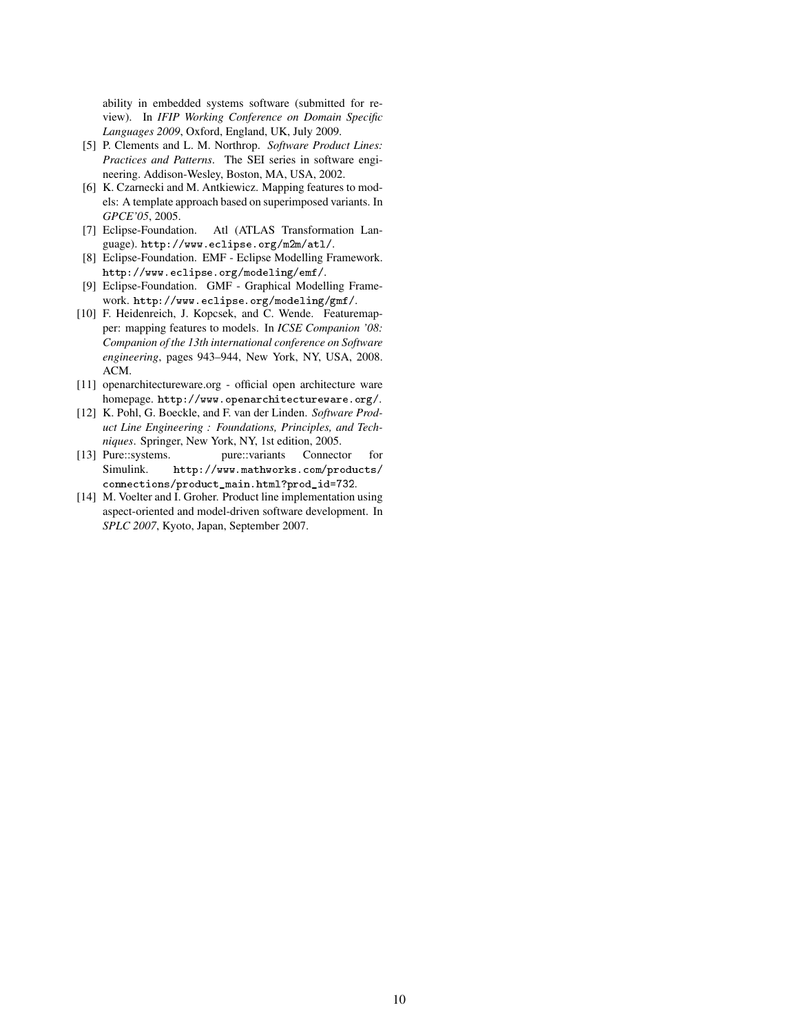ability in embedded systems software (submitted for review). In *IFIP Working Conference on Domain Specific Languages 2009*, Oxford, England, UK, July 2009.

[5] P. Clements and L. M. Northrop. *Software Product Lines: Practices and Patterns*. The SEI series in software engineering. Addison-Wesley, Boston, MA, USA, 2002.

[6] K. Czarnecki and M. Antkiewicz. Mapping features to models: A template approach based on superimposed variants. In *GPCE'05*, 2005.

[7] Eclipse-Foundation. Atl (ATLAS Transformation Language). `http://www.eclipse.org/m2m/atl/`.

[8] Eclipse-Foundation. EMF - Eclipse Modelling Framework. `http://www.eclipse.org/modeling/emf/`.

[9] Eclipse-Foundation. GMF - Graphical Modelling Framework. `http://www.eclipse.org/modeling/gmf/`.

[10] F. Heidenreich, J. Kopcsek, and C. Wende. Featuremapper: mapping features to models. In *ICSE Companion '08: Companion of the 13th international conference on Software engineering*, pages 943–944, New York, NY, USA, 2008. ACM.

[11] openarchitectureware.org - official open architecture ware homepage. `http://www.openarchitectureware.org/`.

[12] K. Pohl, G. Boeckle, and F. van der Linden. *Software Product Line Engineering : Foundations, Principles, and Techniques*. Springer, New York, NY, 1st edition, 2005.

[13] Pure::systems. pure::variants Connector for Simulink. `http://www.mathworks.com/products/connections/product_main.html?prod_id=732`.

[14] M. Voelter and I. Groher. Product line implementation using aspect-oriented and model-driven software development. In *SPLC 2007*, Kyoto, Japan, September 2007.